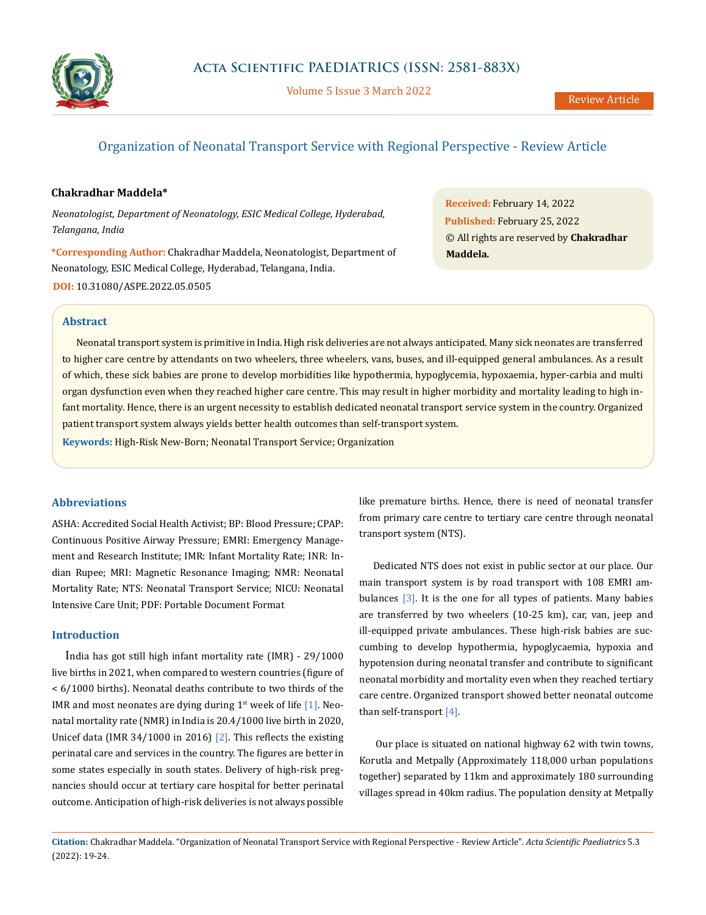# Organization of Neonatal Transport Service with Regional Perspective - Review Article

**Chakradhar Maddela***

*Neonatologist, Department of Neonatology, ESIC Medical College, Hyderabad, Telangana, India*

***Corresponding Author:** Chakradhar Maddela, Neonatologist, Department of Neonatology, ESIC Medical College, Hyderabad, Telangana, India.

**DOI:** 10.31080/ASPE.2022.05.0505

**Received:** February 14, 2022
**Published:** February 25, 2022
© All rights are reserved by **Chakradhar Maddela.**

## Abstract

Neonatal transport system is primitive in India. High risk deliveries are not always anticipated. Many sick neonates are transferred to higher care centre by attendants on two wheelers, three wheelers, vans, buses, and ill-equipped general ambulances. As a result of which, these sick babies are prone to develop morbidities like hypothermia, hypoglycemia, hypoxaemia, hyper-carbia and multi organ dysfunction even when they reached higher care centre. This may result in higher morbidity and mortality leading to high infant mortality. Hence, there is an urgent necessity to establish dedicated neonatal transport service system in the country. Organized patient transport system always yields better health outcomes than self-transport system.

**Keywords:** High-Risk New-Born; Neonatal Transport Service; Organization

## Abbreviations

ASHA: Accredited Social Health Activist; BP: Blood Pressure; CPAP: Continuous Positive Airway Pressure; EMRI: Emergency Management and Research Institute; IMR: Infant Mortality Rate; INR: Indian Rupee; MRI: Magnetic Resonance Imaging; NMR: Neonatal Mortality Rate; NTS: Neonatal Transport Service; NICU: Neonatal Intensive Care Unit; PDF: Portable Document Format

## Introduction

India has got still high infant mortality rate (IMR) - 29/1000 live births in 2021, when compared to western countries (figure of < 6/1000 births). Neonatal deaths contribute to two thirds of the IMR and most neonates are dying during 1st week of life [1]. Neonatal mortality rate (NMR) in India is 20.4/1000 live birth in 2020, Unicef data (IMR 34/1000 in 2016) [2]. This reflects the existing perinatal care and services in the country. The figures are better in some states especially in south states. Delivery of high-risk pregnancies should occur at tertiary care hospital for better perinatal outcome. Anticipation of high-risk deliveries is not always possible like premature births. Hence, there is need of neonatal transfer from primary care centre to tertiary care centre through neonatal transport system (NTS).

Dedicated NTS does not exist in public sector at our place. Our main transport system is by road transport with 108 EMRI ambulances [3]. It is the one for all types of patients. Many babies are transferred by two wheelers (10-25 km), car, van, jeep and ill-equipped private ambulances. These high-risk babies are succumbing to develop hypothermia, hypoglycaemia, hypoxia and hypotension during neonatal transfer and contribute to significant neonatal morbidity and mortality even when they reached tertiary care centre. Organized transport showed better neonatal outcome than self-transport [4].

Our place is situated on national highway 62 with twin towns, Korutla and Metpally (Approximately 118,000 urban populations together) separated by 11km and approximately 180 surrounding villages spread in 40km radius. The population density at Metpally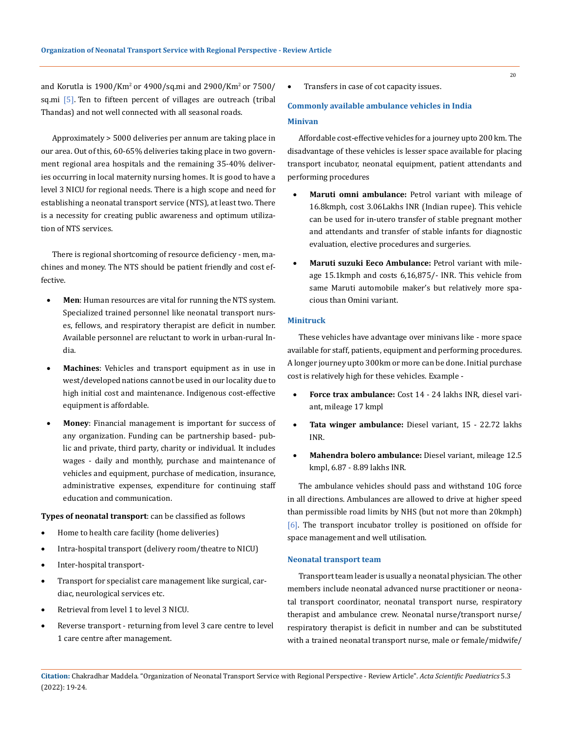and Korutla is 1900/Km$^2$ or 4900/sq.mi and 2900/Km$^2$ or 7500/sq.mi [5]. Ten to fifteen percent of villages are outreach (tribal Thandas) and not well connected with all seasonal roads.

Approximately > 5000 deliveries per annum are taking place in our area. Out of this, 60-65% deliveries taking place in two government regional area hospitals and the remaining 35-40% deliveries occurring in local maternity nursing homes. It is good to have a level 3 NICU for regional needs. There is a high scope and need for establishing a neonatal transport service (NTS), at least two. There is a necessity for creating public awareness and optimum utilization of NTS services.

There is regional shortcoming of resource deficiency - men, machines and money. The NTS should be patient friendly and cost effective.

- **Men**: Human resources are vital for running the NTS system. Specialized trained personnel like neonatal transport nurses, fellows, and respiratory therapist are deficit in number. Available personnel are reluctant to work in urban-rural India.
- **Machines**: Vehicles and transport equipment as in use in west/developed nations cannot be used in our locality due to high initial cost and maintenance. Indigenous cost-effective equipment is affordable.
- **Money**: Financial management is important for success of any organization. Funding can be partnership based- public and private, third party, charity or individual. It includes wages - daily and monthly, purchase and maintenance of vehicles and equipment, purchase of medication, insurance, administrative expenses, expenditure for continuing staff education and communication.

**Types of neonatal transport**: can be classified as follows

- Home to health care facility (home deliveries)
- Intra-hospital transport (delivery room/theatre to NICU)
- Inter-hospital transport-
- Transport for specialist care management like surgical, cardiac, neurological services etc.
- Retrieval from level 1 to level 3 NICU.
- Reverse transport - returning from level 3 care centre to level 1 care centre after management.
- Transfers in case of cot capacity issues.

## Commonly available ambulance vehicles in India

### Minivan

Affordable cost-effective vehicles for a journey upto 200 km. The disadvantage of these vehicles is lesser space available for placing transport incubator, neonatal equipment, patient attendants and performing procedures

- **Maruti omni ambulance:** Petrol variant with mileage of 16.8kmph, cost 3.06Lakhs INR (Indian rupee). This vehicle can be used for in-utero transfer of stable pregnant mother and attendants and transfer of stable infants for diagnostic evaluation, elective procedures and surgeries.
- **Maruti suzuki Eeco Ambulance:** Petrol variant with mileage 15.1kmph and costs 6,16,875/- INR. This vehicle from same Maruti automobile maker's but relatively more spacious than Omini variant.

### Minitruck

These vehicles have advantage over minivans like - more space available for staff, patients, equipment and performing procedures. A longer journey upto 300km or more can be done. Initial purchase cost is relatively high for these vehicles. Example -

- **Force trax ambulance:** Cost 14 - 24 lakhs INR, diesel variant, mileage 17 kmpl
- **Tata winger ambulance:** Diesel variant, 15 - 22.72 lakhs INR.
- **Mahendra bolero ambulance:** Diesel variant, mileage 12.5 kmpl, 6.87 - 8.89 lakhs INR.

The ambulance vehicles should pass and withstand 10G force in all directions. Ambulances are allowed to drive at higher speed than permissible road limits by NHS (but not more than 20kmph) [6]. The transport incubator trolley is positioned on offside for space management and well utilisation.

### Neonatal transport team

Transport team leader is usually a neonatal physician. The other members include neonatal advanced nurse practitioner or neonatal transport coordinator, neonatal transport nurse, respiratory therapist and ambulance crew. Neonatal nurse/transport nurse/respiratory therapist is deficit in number and can be substituted with a trained neonatal transport nurse, male or female/midwife/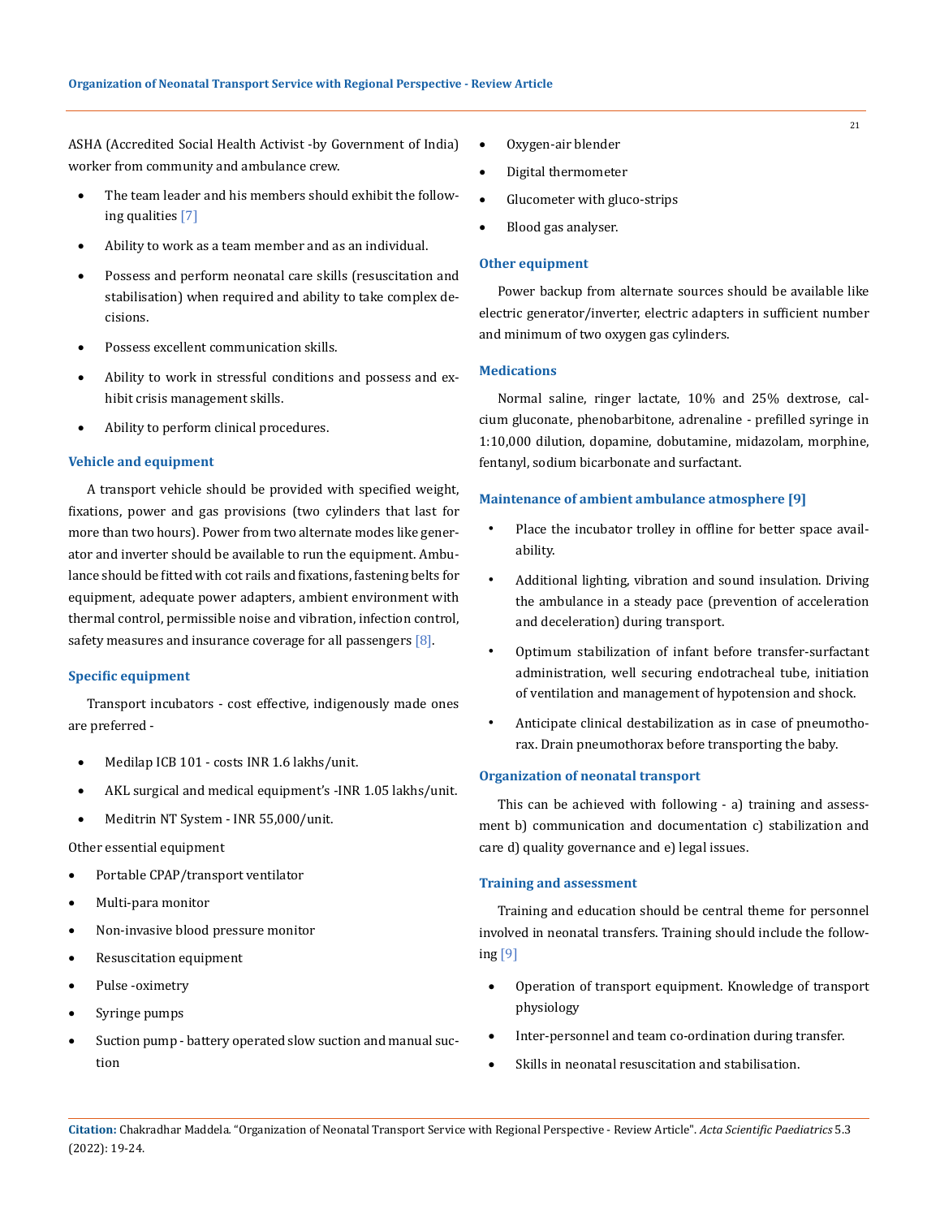ASHA (Accredited Social Health Activist -by Government of India) worker from community and ambulance crew.

- The team leader and his members should exhibit the following qualities [7]
- Ability to work as a team member and as an individual.
- Possess and perform neonatal care skills (resuscitation and stabilisation) when required and ability to take complex decisions.
- Possess excellent communication skills.
- Ability to work in stressful conditions and possess and exhibit crisis management skills.
- Ability to perform clinical procedures.

### Vehicle and equipment

A transport vehicle should be provided with specified weight, fixations, power and gas provisions (two cylinders that last for more than two hours). Power from two alternate modes like generator and inverter should be available to run the equipment. Ambulance should be fitted with cot rails and fixations, fastening belts for equipment, adequate power adapters, ambient environment with thermal control, permissible noise and vibration, infection control, safety measures and insurance coverage for all passengers [8].

### Specific equipment

Transport incubators - cost effective, indigenously made ones are preferred -

- Medilap ICB 101 - costs INR 1.6 lakhs/unit.
- AKL surgical and medical equipment's -INR 1.05 lakhs/unit.
- Meditrin NT System - INR 55,000/unit.

Other essential equipment

- Portable CPAP/transport ventilator
- Multi-para monitor
- Non-invasive blood pressure monitor
- Resuscitation equipment
- Pulse -oximetry
- Syringe pumps
- Suction pump - battery operated slow suction and manual suction
- Oxygen-air blender
- Digital thermometer
- Glucometer with gluco-strips
- Blood gas analyser.

### Other equipment

Power backup from alternate sources should be available like electric generator/inverter, electric adapters in sufficient number and minimum of two oxygen gas cylinders.

### Medications

Normal saline, ringer lactate, 10% and 25% dextrose, calcium gluconate, phenobarbitone, adrenaline - prefilled syringe in 1:10,000 dilution, dopamine, dobutamine, midazolam, morphine, fentanyl, sodium bicarbonate and surfactant.

### Maintenance of ambient ambulance atmosphere [9]

- Place the incubator trolley in offline for better space availability.
- Additional lighting, vibration and sound insulation. Driving the ambulance in a steady pace (prevention of acceleration and deceleration) during transport.
- Optimum stabilization of infant before transfer-surfactant administration, well securing endotracheal tube, initiation of ventilation and management of hypotension and shock.
- Anticipate clinical destabilization as in case of pneumothorax. Drain pneumothorax before transporting the baby.

### Organization of neonatal transport

This can be achieved with following - a) training and assessment b) communication and documentation c) stabilization and care d) quality governance and e) legal issues.

### Training and assessment

Training and education should be central theme for personnel involved in neonatal transfers. Training should include the following [9]

- Operation of transport equipment. Knowledge of transport physiology
- Inter-personnel and team co-ordination during transfer.
- Skills in neonatal resuscitation and stabilisation.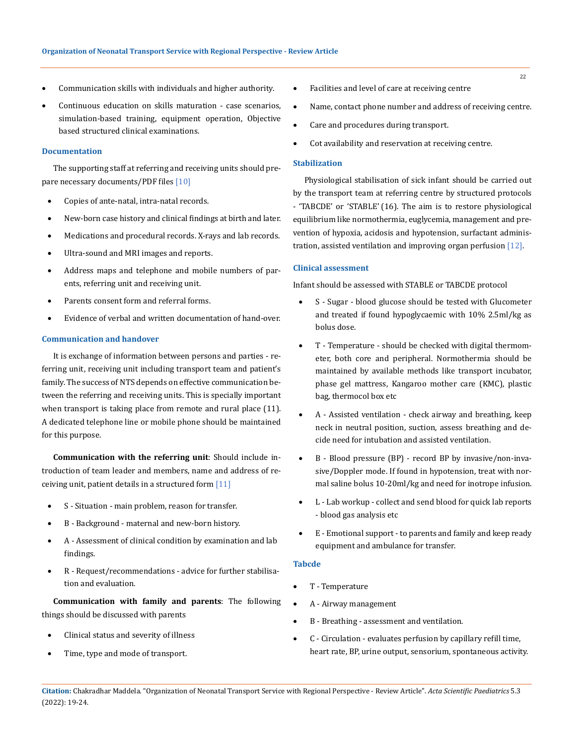- Communication skills with individuals and higher authority.
- Continuous education on skills maturation - case scenarios, simulation-based training, equipment operation, Objective based structured clinical examinations.

### Documentation

The supporting staff at referring and receiving units should prepare necessary documents/PDF files [10]

- Copies of ante-natal, intra-natal records.
- New-born case history and clinical findings at birth and later.
- Medications and procedural records. X-rays and lab records.
- Ultra-sound and MRI images and reports.
- Address maps and telephone and mobile numbers of parents, referring unit and receiving unit.
- Parents consent form and referral forms.
- Evidence of verbal and written documentation of hand-over.

### Communication and handover

It is exchange of information between persons and parties - referring unit, receiving unit including transport team and patient's family. The success of NTS depends on effective communication between the referring and receiving units. This is specially important when transport is taking place from remote and rural place (11). A dedicated telephone line or mobile phone should be maintained for this purpose.

**Communication with the referring unit**: Should include introduction of team leader and members, name and address of receiving unit, patient details in a structured form [11]

- S - Situation - main problem, reason for transfer.
- B - Background - maternal and new-born history.
- A - Assessment of clinical condition by examination and lab findings.
- R - Request/recommendations - advice for further stabilisation and evaluation.

**Communication with family and parents**: The following things should be discussed with parents

- Clinical status and severity of illness
- Time, type and mode of transport.
- Facilities and level of care at receiving centre
- Name, contact phone number and address of receiving centre.
- Care and procedures during transport.
- Cot availability and reservation at receiving centre.

### Stabilization

Physiological stabilisation of sick infant should be carried out by the transport team at referring centre by structured protocols - 'TABCDE' or 'STABLE' (16). The aim is to restore physiological equilibrium like normothermia, euglycemia, management and prevention of hypoxia, acidosis and hypotension, surfactant administration, assisted ventilation and improving organ perfusion [12].

### Clinical assessment

Infant should be assessed with STABLE or TABCDE protocol

- S - Sugar - blood glucose should be tested with Glucometer and treated if found hypoglycaemic with 10% 2.5ml/kg as bolus dose.
- T - Temperature - should be checked with digital thermometer, both core and peripheral. Normothermia should be maintained by available methods like transport incubator, phase gel mattress, Kangaroo mother care (KMC), plastic bag, thermocol box etc
- A - Assisted ventilation - check airway and breathing, keep neck in neutral position, suction, assess breathing and decide need for intubation and assisted ventilation.
- B - Blood pressure (BP) - record BP by invasive/non-invasive/Doppler mode. If found in hypotension, treat with normal saline bolus 10-20ml/kg and need for inotrope infusion.
- L - Lab workup - collect and send blood for quick lab reports - blood gas analysis etc
- E - Emotional support - to parents and family and keep ready equipment and ambulance for transfer.

### Tabcde

- T - Temperature
- A - Airway management
- B - Breathing - assessment and ventilation.
- C - Circulation - evaluates perfusion by capillary refill time, heart rate, BP, urine output, sensorium, spontaneous activity.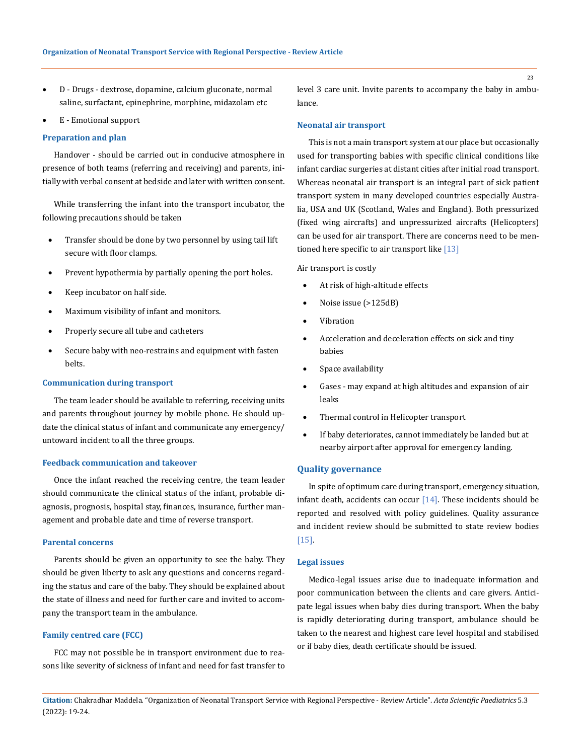- D - Drugs - dextrose, dopamine, calcium gluconate, normal saline, surfactant, epinephrine, morphine, midazolam etc
- E - Emotional support

### Preparation and plan

Handover - should be carried out in conducive atmosphere in presence of both teams (referring and receiving) and parents, initially with verbal consent at bedside and later with written consent.

While transferring the infant into the transport incubator, the following precautions should be taken

- Transfer should be done by two personnel by using tail lift secure with floor clamps.
- Prevent hypothermia by partially opening the port holes.
- Keep incubator on half side.
- Maximum visibility of infant and monitors.
- Properly secure all tube and catheters
- Secure baby with neo-restrains and equipment with fasten belts.

### Communication during transport

The team leader should be available to referring, receiving units and parents throughout journey by mobile phone. He should update the clinical status of infant and communicate any emergency/untoward incident to all the three groups.

### Feedback communication and takeover

Once the infant reached the receiving centre, the team leader should communicate the clinical status of the infant, probable diagnosis, prognosis, hospital stay, finances, insurance, further management and probable date and time of reverse transport.

### Parental concerns

Parents should be given an opportunity to see the baby. They should be given liberty to ask any questions and concerns regarding the status and care of the baby. They should be explained about the state of illness and need for further care and invited to accompany the transport team in the ambulance.

### Family centred care (FCC)

FCC may not possible be in transport environment due to reasons like severity of sickness of infant and need for fast transfer to level 3 care unit. Invite parents to accompany the baby in ambulance.

### Neonatal air transport

This is not a main transport system at our place but occasionally used for transporting babies with specific clinical conditions like infant cardiac surgeries at distant cities after initial road transport. Whereas neonatal air transport is an integral part of sick patient transport system in many developed countries especially Australia, USA and UK (Scotland, Wales and England). Both pressurized (fixed wing aircrafts) and unpressurized aircrafts (Helicopters) can be used for air transport. There are concerns need to be mentioned here specific to air transport like [13]

Air transport is costly

- At risk of high-altitude effects
- Noise issue (>125dB)
- Vibration
- Acceleration and deceleration effects on sick and tiny babies
- Space availability
- Gases - may expand at high altitudes and expansion of air leaks
- Thermal control in Helicopter transport
- If baby deteriorates, cannot immediately be landed but at nearby airport after approval for emergency landing.

## Quality governance

In spite of optimum care during transport, emergency situation, infant death, accidents can occur [14]. These incidents should be reported and resolved with policy guidelines. Quality assurance and incident review should be submitted to state review bodies [15].

### Legal issues

Medico-legal issues arise due to inadequate information and poor communication between the clients and care givers. Anticipate legal issues when baby dies during transport. When the baby is rapidly deteriorating during transport, ambulance should be taken to the nearest and highest care level hospital and stabilised or if baby dies, death certificate should be issued.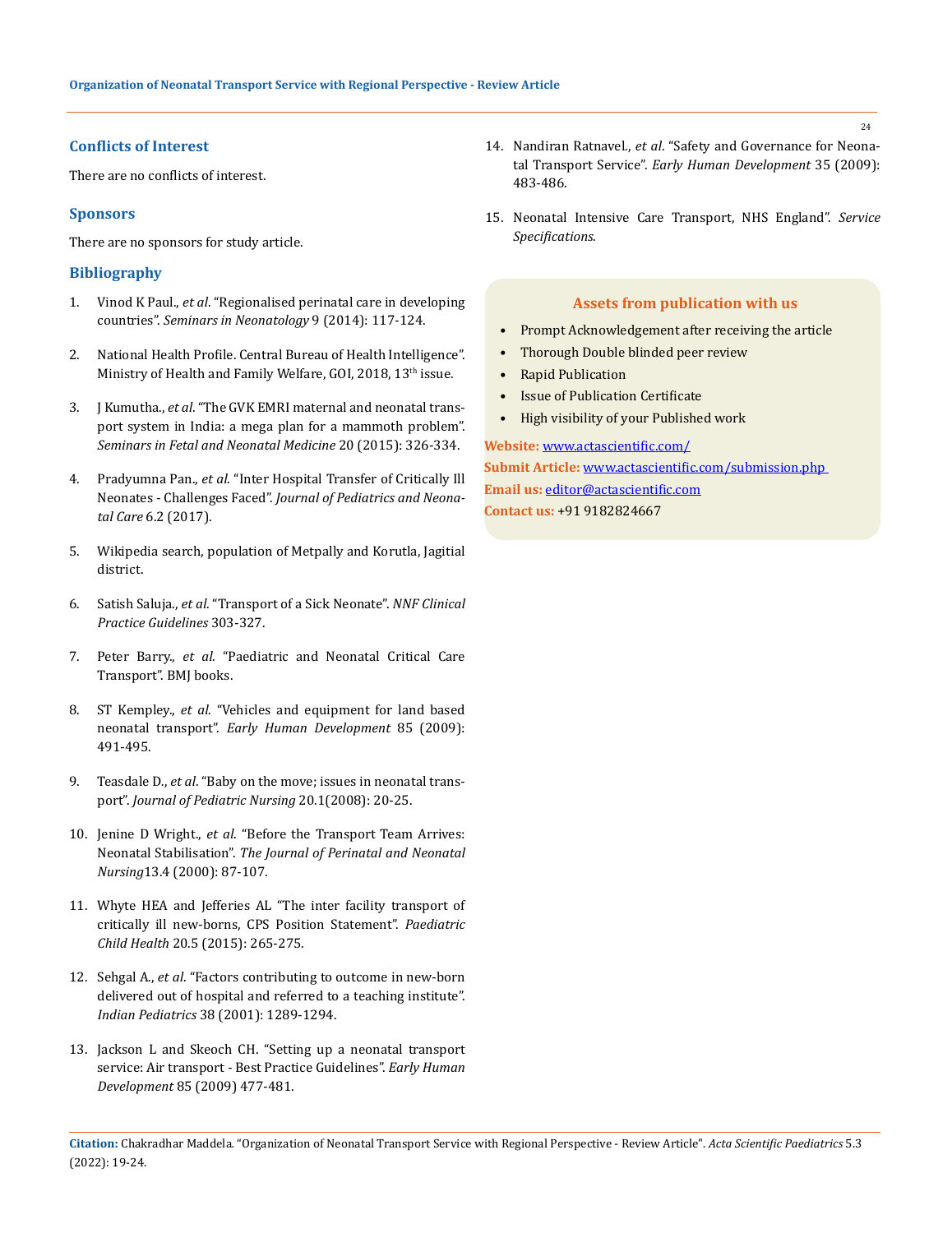## Conflicts of Interest

There are no conflicts of interest.

## Sponsors

There are no sponsors for study article.

## Bibliography

1. Vinod K Paul., *et al*. "Regionalised perinatal care in developing countries". *Seminars in Neonatology* 9 (2014): 117-124.
2. National Health Profile. Central Bureau of Health Intelligence". Ministry of Health and Family Welfare, GOI, 2018, 13th issue.
3. J Kumutha., *et al*. "The GVK EMRI maternal and neonatal transport system in India: a mega plan for a mammoth problem". *Seminars in Fetal and Neonatal Medicine* 20 (2015): 326-334.
4. Pradyumna Pan., *et al*. "Inter Hospital Transfer of Critically Ill Neonates - Challenges Faced". *Journal of Pediatrics and Neonatal Care* 6.2 (2017).
5. Wikipedia search, population of Metpally and Korutla, Jagitial district.
6. Satish Saluja., *et al*. "Transport of a Sick Neonate". *NNF Clinical Practice Guidelines* 303-327.
7. Peter Barry., *et al.* "Paediatric and Neonatal Critical Care Transport". BMJ books.
8. ST Kempley., *et al.* "Vehicles and equipment for land based neonatal transport". *Early Human Development* 85 (2009): 491-495.
9. Teasdale D., *et al*. "Baby on the move; issues in neonatal transport". *Journal of Pediatric Nursing* 20.1(2008): 20-25.
10. Jenine D Wright., *et al*. "Before the Transport Team Arrives: Neonatal Stabilisation". *The Journal of Perinatal and Neonatal Nursing*13.4 (2000): 87-107.
11. Whyte HEA and Jefferies AL "The inter facility transport of critically ill new-borns, CPS Position Statement". *Paediatric Child Health* 20.5 (2015): 265-275.
12. Sehgal A., *et al*. "Factors contributing to outcome in new-born delivered out of hospital and referred to a teaching institute". *Indian Pediatrics* 38 (2001): 1289-1294.
13. Jackson L and Skeoch CH. "Setting up a neonatal transport service: Air transport - Best Practice Guidelines". *Early Human Development* 85 (2009) 477-481.
14. Nandiran Ratnavel., *et al*. "Safety and Governance for Neonatal Transport Service". *Early Human Development* 35 (2009): 483-486.
15. Neonatal Intensive Care Transport, NHS England". *Service Specifications*.

**Assets from publication with us**

- Prompt Acknowledgement after receiving the article
- Thorough Double blinded peer review
- Rapid Publication
- Issue of Publication Certificate
- High visibility of your Published work

**Website:** www.actascientific.com/
**Submit Article:** www.actascientific.com/submission.php
**Email us:** editor@actascientific.com
**Contact us:** +91 9182824667